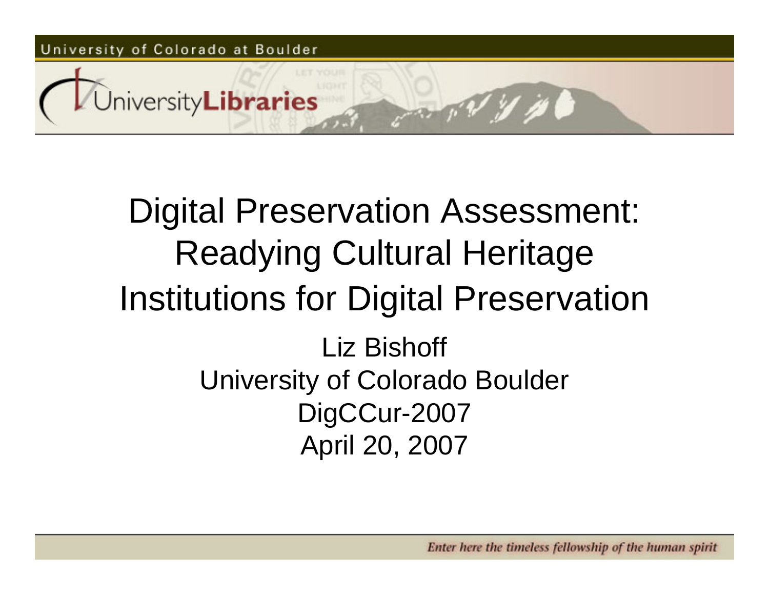# Digital Preservation Assessment: Readying Cultural Heritage Institutions for Digital Preservation

Liz Bishoff
University of Colorado Boulder
DigCCur-2007
April 20, 2007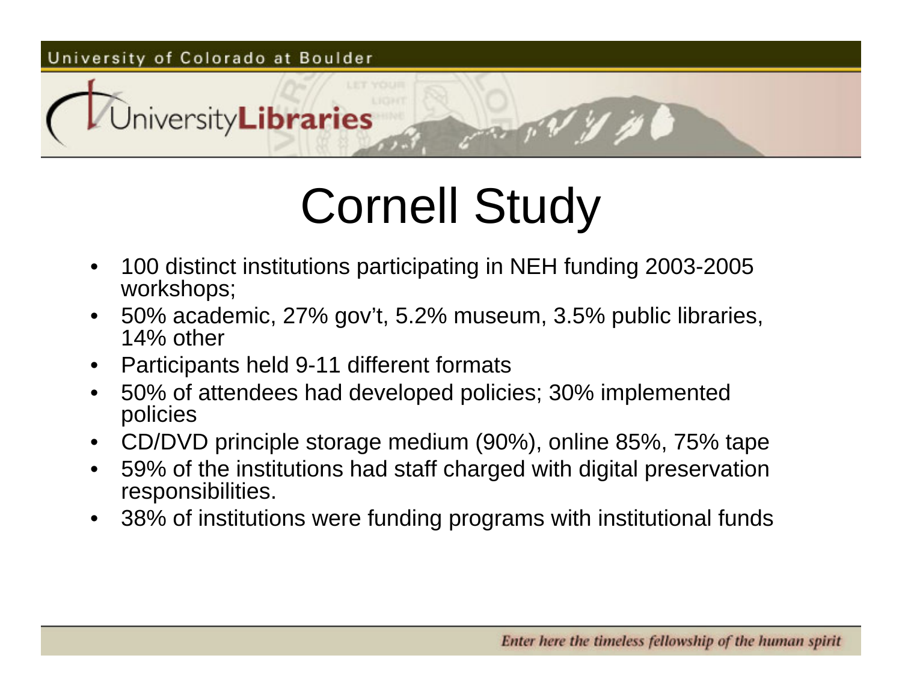# Cornell Study

- 100 distinct institutions participating in NEH funding 2003-2005 workshops;
- 50% academic, 27% gov't, 5.2% museum, 3.5% public libraries, 14% other
- Participants held 9-11 different formats
- 50% of attendees had developed policies; 30% implemented policies
- CD/DVD principle storage medium (90%), online 85%, 75% tape
- 59% of the institutions had staff charged with digital preservation responsibilities.
- 38% of institutions were funding programs with institutional funds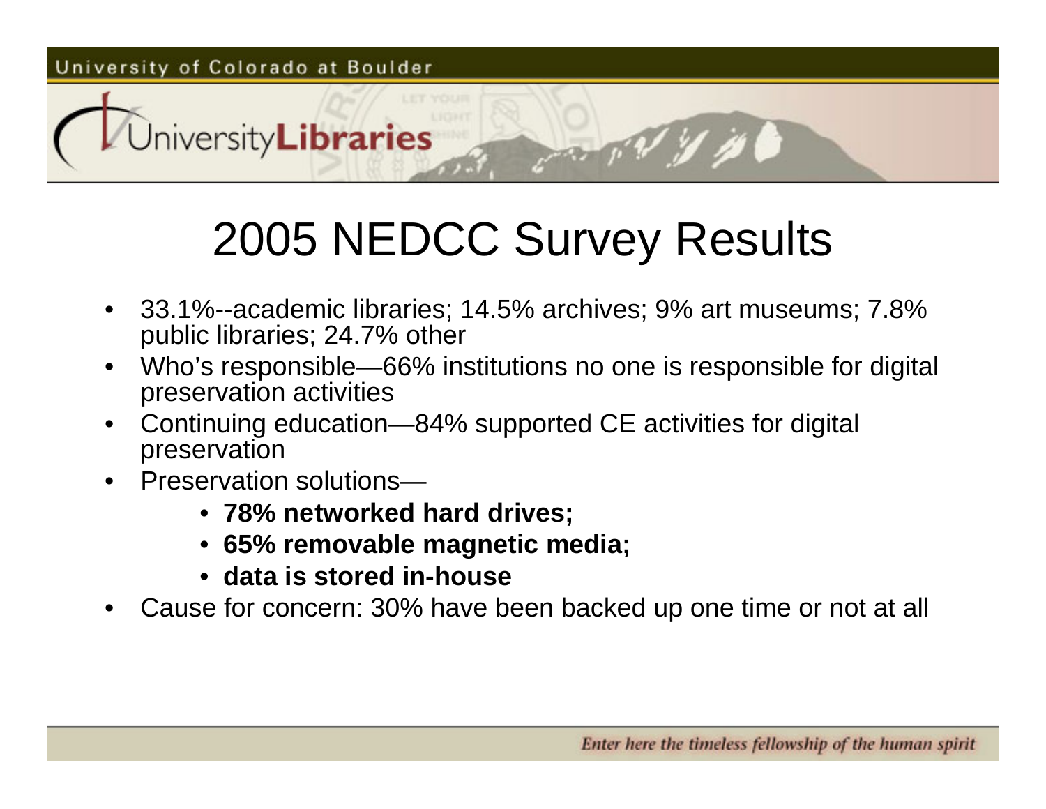# 2005 NEDCC Survey Results

- 33.1%--academic libraries; 14.5% archives; 9% art museums; 7.8% public libraries; 24.7% other
- Who's responsible—66% institutions no one is responsible for digital preservation activities
- Continuing education—84% supported CE activities for digital preservation
- Preservation solutions—
  - **78% networked hard drives;**
  - **65% removable magnetic media;**
  - **data is stored in-house**
- Cause for concern: 30% have been backed up one time or not at all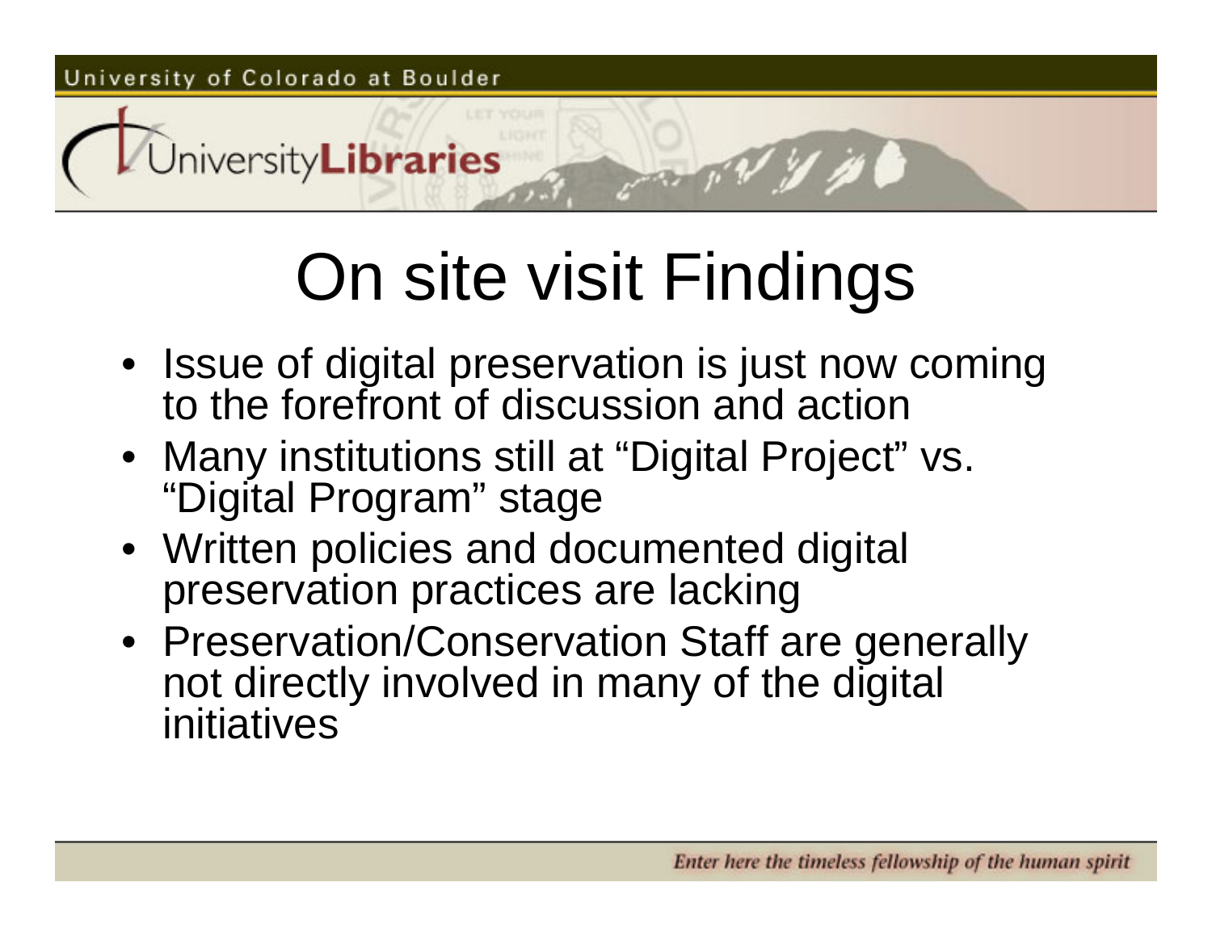# On site visit Findings

- Issue of digital preservation is just now coming to the forefront of discussion and action
- Many institutions still at “Digital Project” vs. “Digital Program” stage
- Written policies and documented digital preservation practices are lacking
- Preservation/Conservation Staff are generally not directly involved in many of the digital initiatives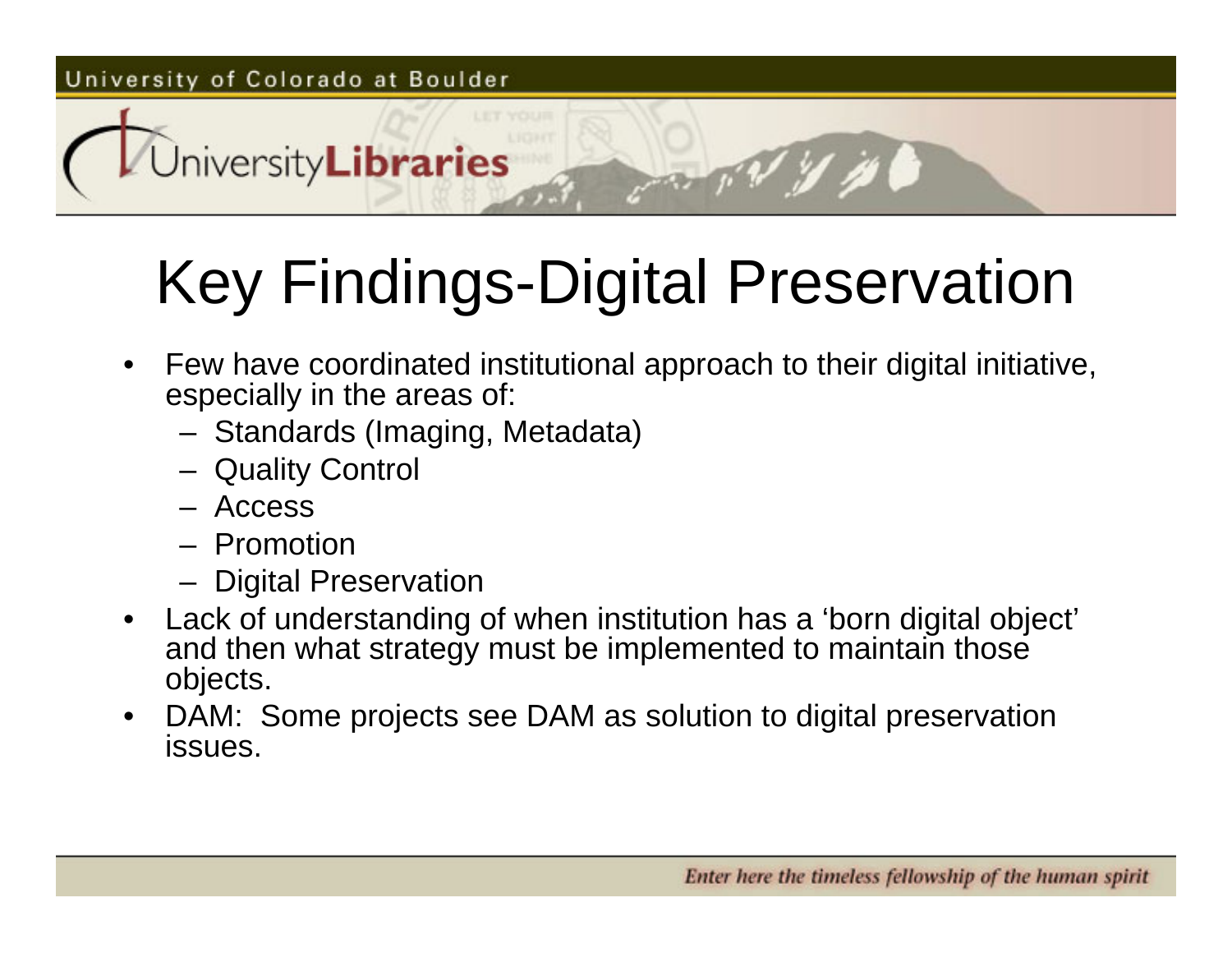# Key Findings-Digital Preservation

- Few have coordinated institutional approach to their digital initiative, especially in the areas of:
  - Standards (Imaging, Metadata)
  - Quality Control
  - Access
  - Promotion
  - Digital Preservation
- Lack of understanding of when institution has a 'born digital object' and then what strategy must be implemented to maintain those objects.
- DAM: Some projects see DAM as solution to digital preservation issues.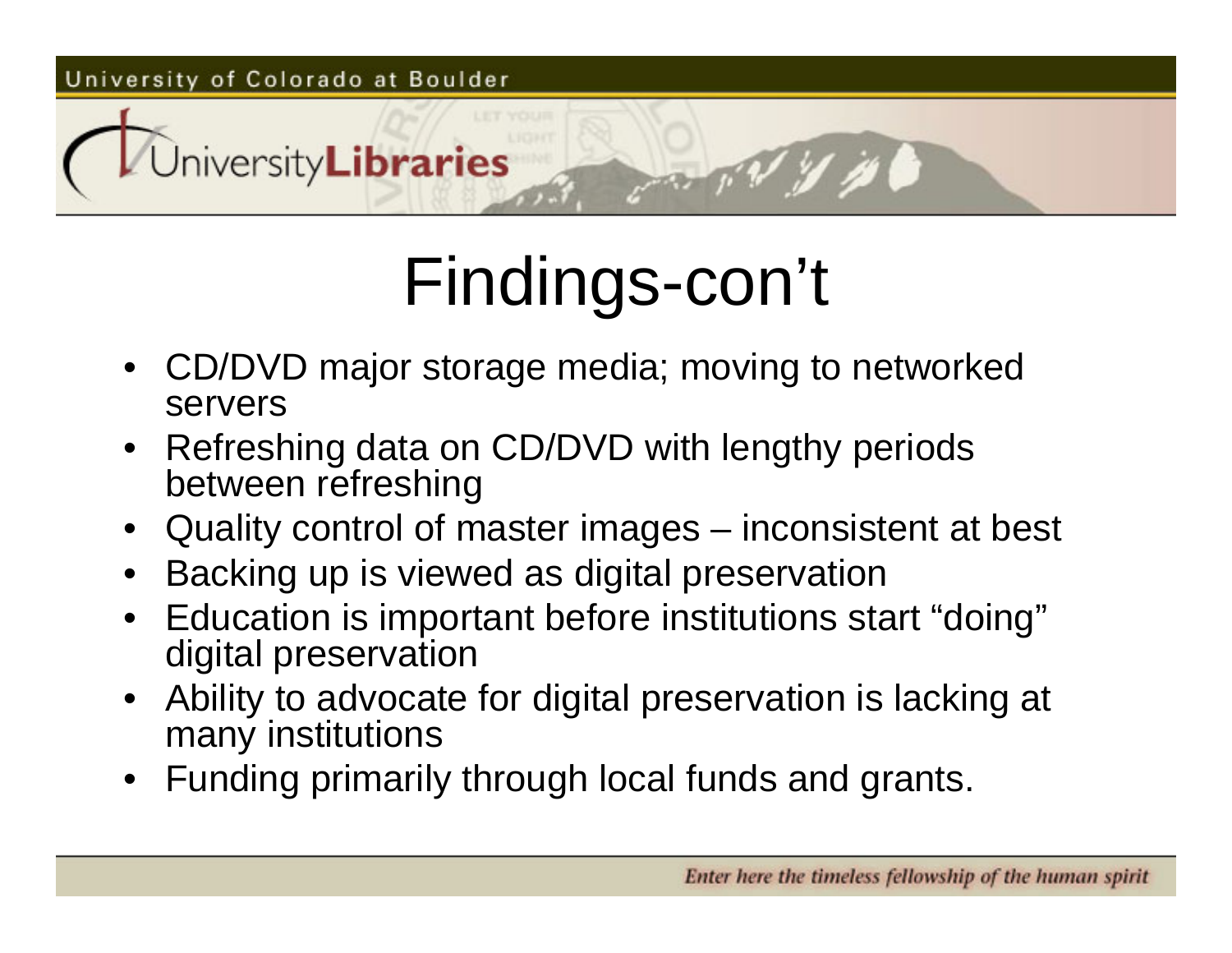# Findings-con't

- CD/DVD major storage media; moving to networked servers
- Refreshing data on CD/DVD with lengthy periods between refreshing
- Quality control of master images – inconsistent at best
- Backing up is viewed as digital preservation
- Education is important before institutions start "doing" digital preservation
- Ability to advocate for digital preservation is lacking at many institutions
- Funding primarily through local funds and grants.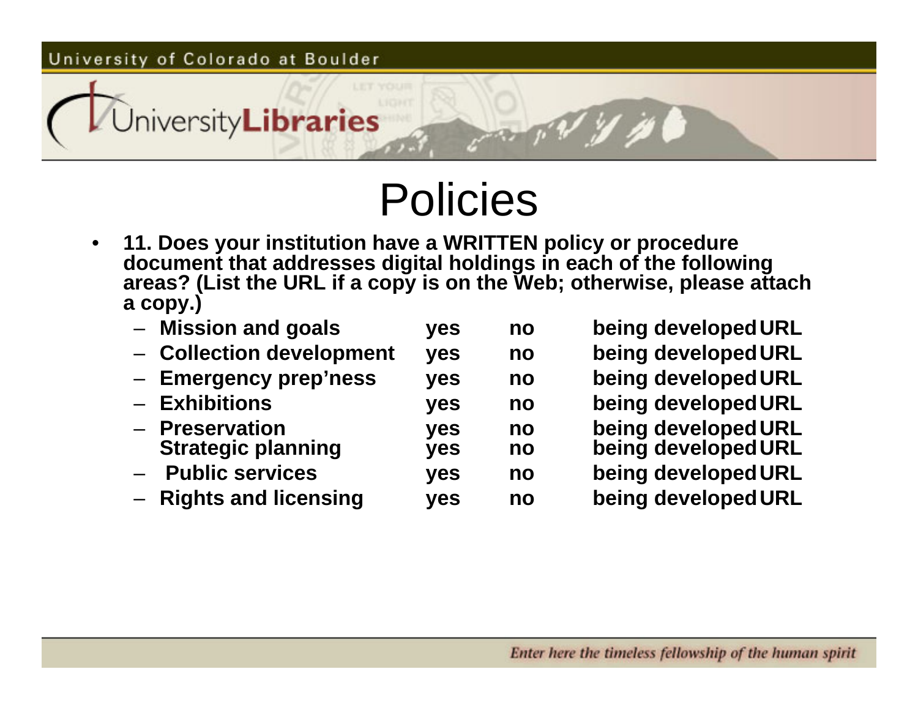# Policies

- **11. Does your institution have a WRITTEN policy or procedure document that addresses digital holdings in each of the following areas? (List the URL if a copy is on the Web; otherwise, please attach a copy.)**

| | | | | |
|---|---|---|---|---|
| – **Mission and goals** | **yes** | **no** | **being developed** | **URL** |
| – **Collection development** | **yes** | **no** | **being developed** | **URL** |
| – **Emergency prep'ness** | **yes** | **no** | **being developed** | **URL** |
| – **Exhibitions** | **yes** | **no** | **being developed** | **URL** |
| – **Preservation** | **yes** | **no** | **being developed** | **URL** |
| **Strategic planning** | **yes** | **no** | **being developed** | **URL** |
| – **Public services** | **yes** | **no** | **being developed** | **URL** |
| – **Rights and licensing** | **yes** | **no** | **being developed** | **URL** |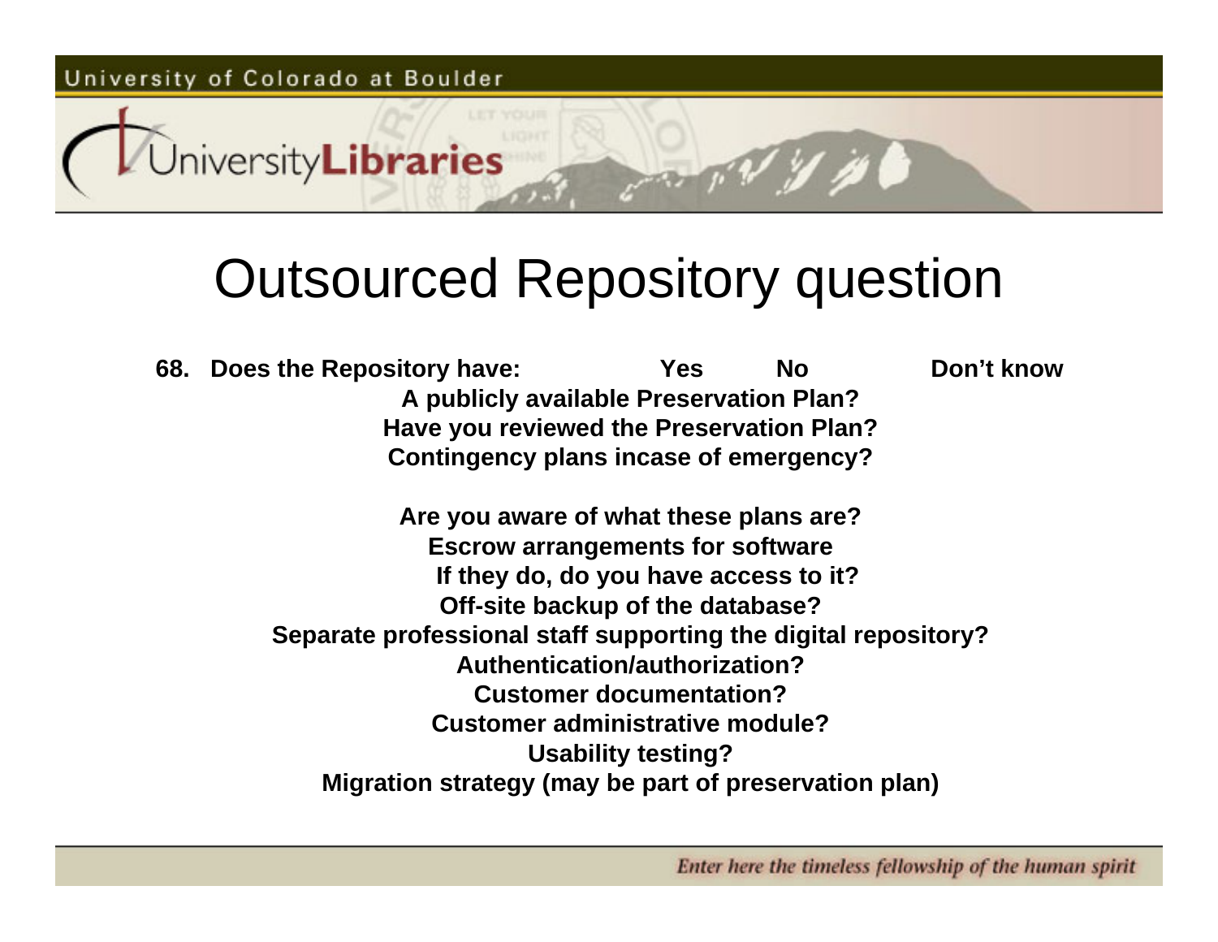# Outsourced Repository question

**68. Does the Repository have:** **Yes** **No** **Don't know**

**A publicly available Preservation Plan?**

**Have you reviewed the Preservation Plan?**

**Contingency plans incase of emergency?**

**Are you aware of what these plans are?**

**Escrow arrangements for software**

**If they do, do you have access to it?**

**Off-site backup of the database?**

**Separate professional staff supporting the digital repository?**

**Authentication/authorization?**

**Customer documentation?**

**Customer administrative module?**

**Usability testing?**

**Migration strategy (may be part of preservation plan)**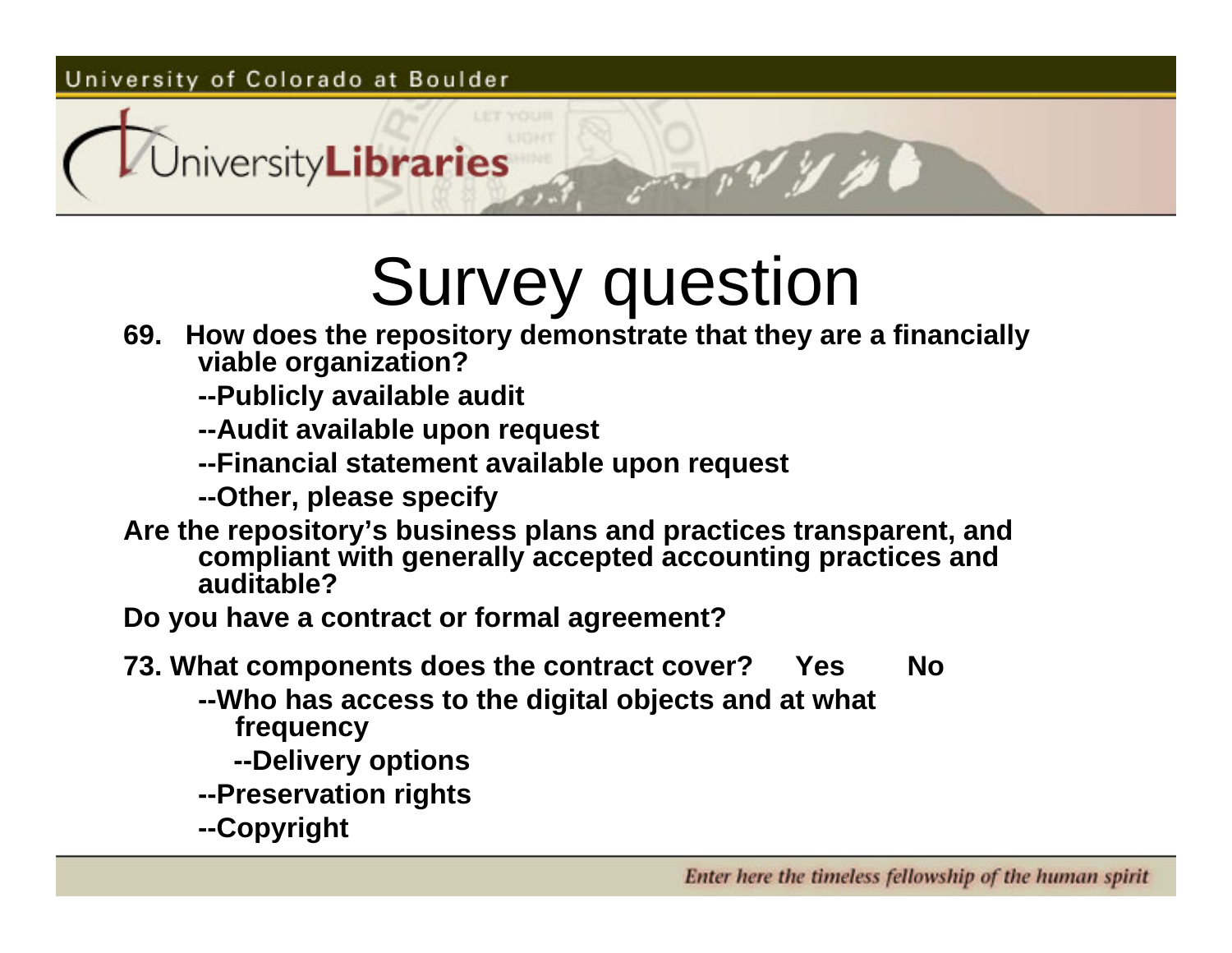# Survey question

**69. How does the repository demonstrate that they are a financially viable organization?**

**--Publicly available audit**

**--Audit available upon request**

**--Financial statement available upon request**

**--Other, please specify**

**Are the repository's business plans and practices transparent, and compliant with generally accepted accounting practices and auditable?**

**Do you have a contract or formal agreement?**

**73. What components does the contract cover? Yes No**

**--Who has access to the digital objects and at what frequency**

**--Delivery options**

**--Preservation rights**

**--Copyright**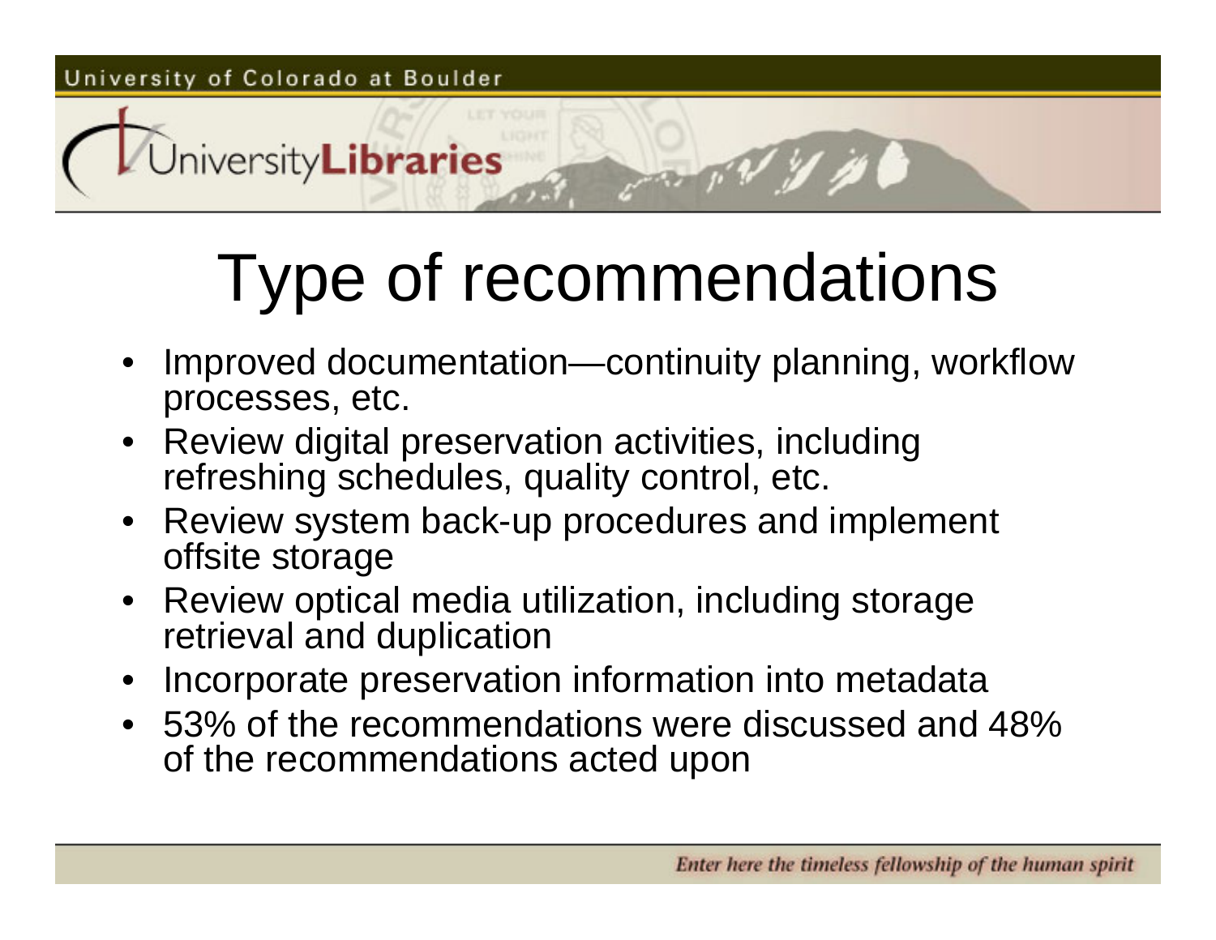# Type of recommendations

- Improved documentation—continuity planning, workflow processes, etc.
- Review digital preservation activities, including refreshing schedules, quality control, etc.
- Review system back-up procedures and implement offsite storage
- Review optical media utilization, including storage retrieval and duplication
- Incorporate preservation information into metadata
- 53% of the recommendations were discussed and 48% of the recommendations acted upon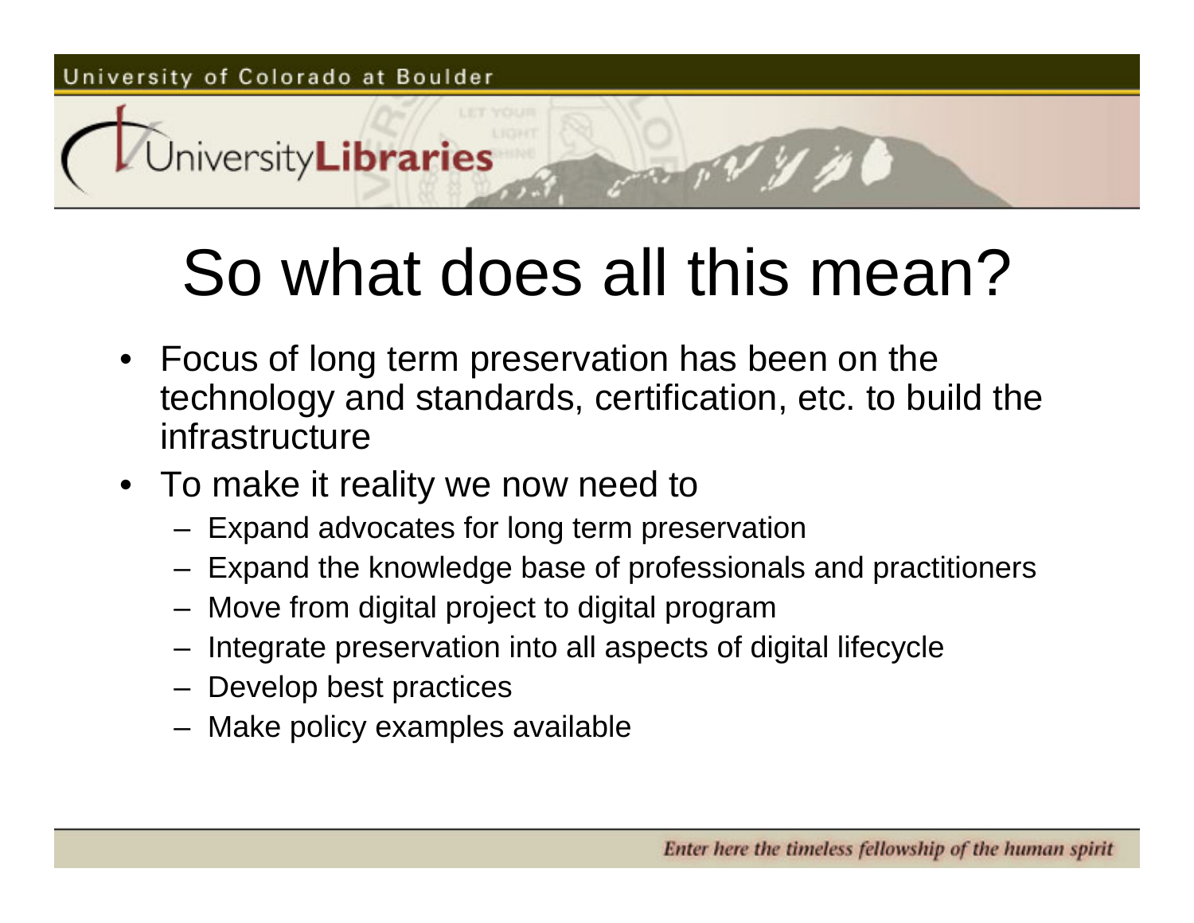# So what does all this mean?

- Focus of long term preservation has been on the technology and standards, certification, etc. to build the infrastructure
- To make it reality we now need to
  - Expand advocates for long term preservation
  - Expand the knowledge base of professionals and practitioners
  - Move from digital project to digital program
  - Integrate preservation into all aspects of digital lifecycle
  - Develop best practices
  - Make policy examples available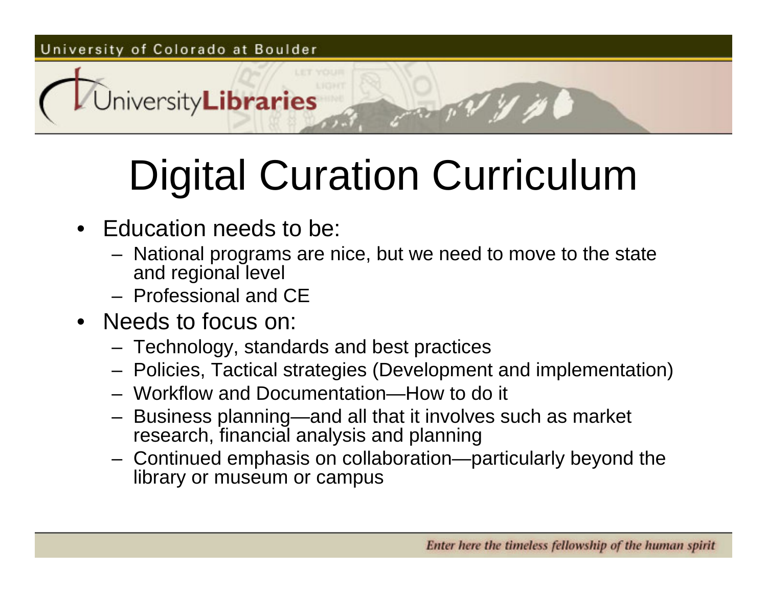# Digital Curation Curriculum

- Education needs to be:
  - National programs are nice, but we need to move to the state and regional level
  - Professional and CE
- Needs to focus on:
  - Technology, standards and best practices
  - Policies, Tactical strategies (Development and implementation)
  - Workflow and Documentation—How to do it
  - Business planning—and all that it involves such as market research, financial analysis and planning
  - Continued emphasis on collaboration—particularly beyond the library or museum or campus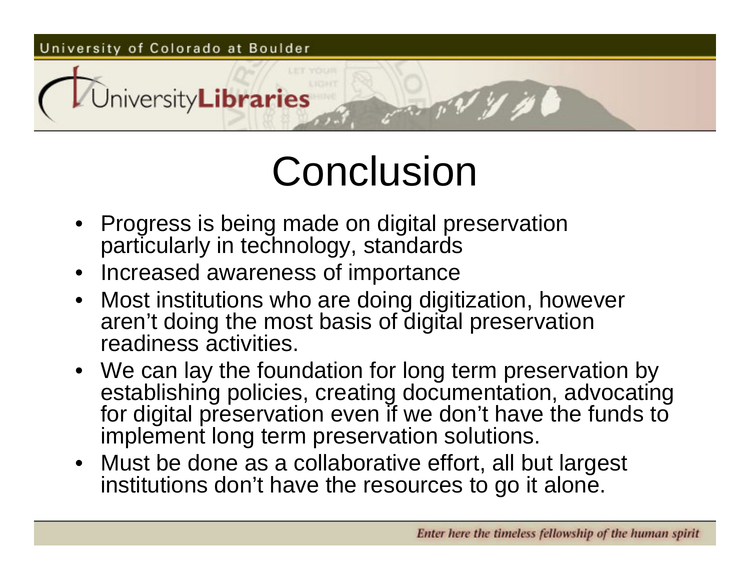# Conclusion

- Progress is being made on digital preservation particularly in technology, standards
- Increased awareness of importance
- Most institutions who are doing digitization, however aren't doing the most basis of digital preservation readiness activities.
- We can lay the foundation for long term preservation by establishing policies, creating documentation, advocating for digital preservation even if we don't have the funds to implement long term preservation solutions.
- Must be done as a collaborative effort, all but largest institutions don't have the resources to go it alone.